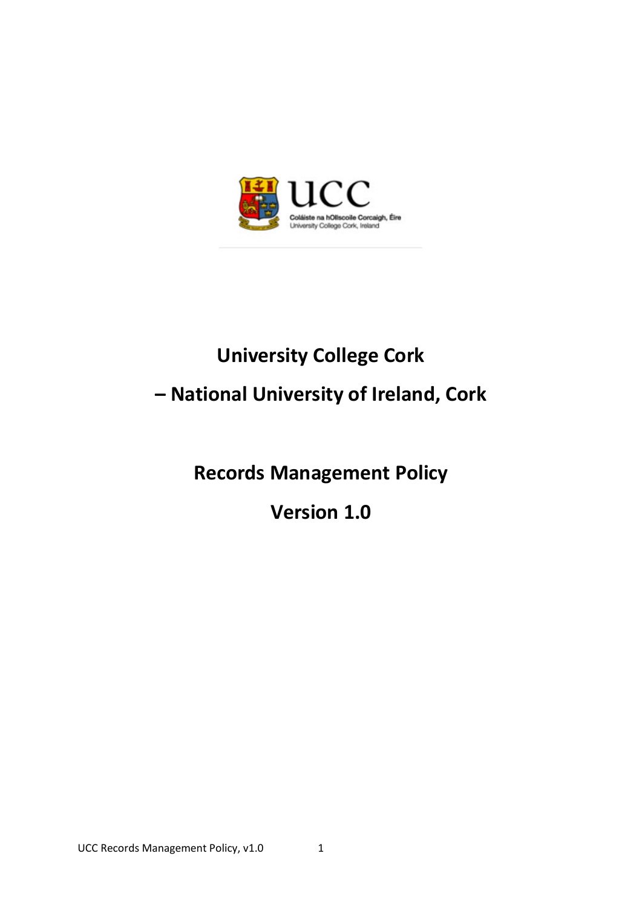# University College Cork

# – National University of Ireland, Cork

## Records Management Policy

## Version 1.0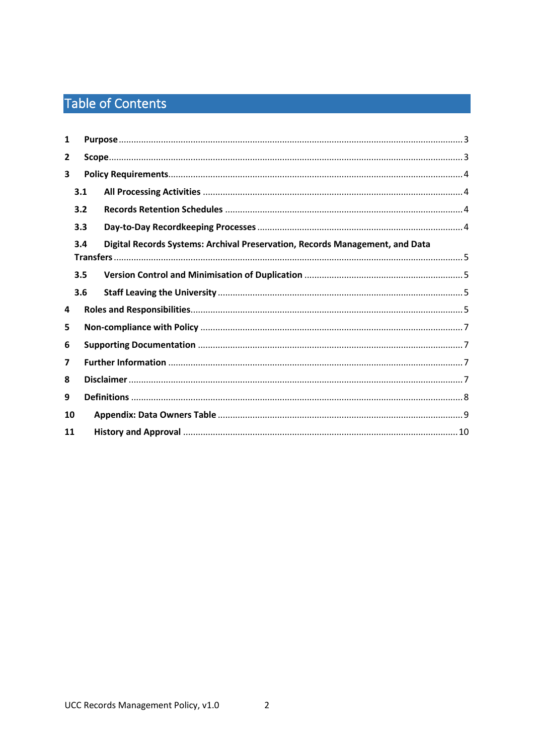# Table of Contents

1 **Purpose** ..................... 3

2 **Scope** ..................... 3

3 **Policy Requirements** ..................... 4

  3.1 **All Processing Activities** ..................... 4

  3.2 **Records Retention Schedules** ..................... 4

  3.3 **Day-to-Day Recordkeeping Processes** ..................... 4

  3.4 **Digital Records Systems: Archival Preservation, Records Management, and Data Transfers** ..................... 5

  3.5 **Version Control and Minimisation of Duplication** ..................... 5

  3.6 **Staff Leaving the University** ..................... 5

4 **Roles and Responsibilities** ..................... 5

5 **Non-compliance with Policy** ..................... 7

6 **Supporting Documentation** ..................... 7

7 **Further Information** ..................... 7

8 **Disclaimer** ..................... 7

9 **Definitions** ..................... 8

10 **Appendix: Data Owners Table** ..................... 9

11 **History and Approval** ..................... 10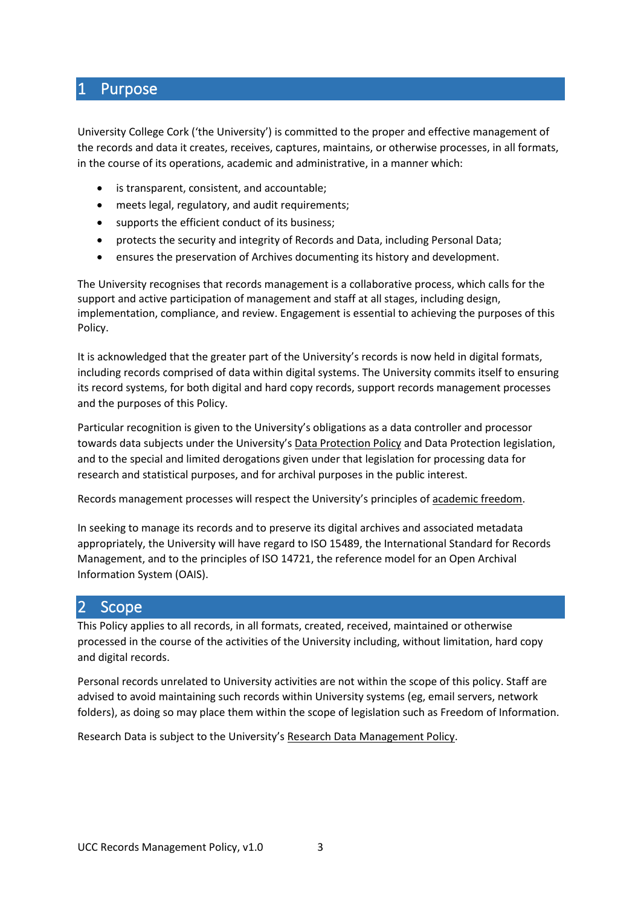# 1 Purpose

University College Cork ('the University') is committed to the proper and effective management of the records and data it creates, receives, captures, maintains, or otherwise processes, in all formats, in the course of its operations, academic and administrative, in a manner which:

- is transparent, consistent, and accountable;
- meets legal, regulatory, and audit requirements;
- supports the efficient conduct of its business;
- protects the security and integrity of Records and Data, including Personal Data;
- ensures the preservation of Archives documenting its history and development.

The University recognises that records management is a collaborative process, which calls for the support and active participation of management and staff at all stages, including design, implementation, compliance, and review. Engagement is essential to achieving the purposes of this Policy.

It is acknowledged that the greater part of the University's records is now held in digital formats, including records comprised of data within digital systems. The University commits itself to ensuring its record systems, for both digital and hard copy records, support records management processes and the purposes of this Policy.

Particular recognition is given to the University's obligations as a data controller and processor towards data subjects under the University's Data Protection Policy and Data Protection legislation, and to the special and limited derogations given under that legislation for processing data for research and statistical purposes, and for archival purposes in the public interest.

Records management processes will respect the University's principles of academic freedom.

In seeking to manage its records and to preserve its digital archives and associated metadata appropriately, the University will have regard to ISO 15489, the International Standard for Records Management, and to the principles of ISO 14721, the reference model for an Open Archival Information System (OAIS).

# 2 Scope

This Policy applies to all records, in all formats, created, received, maintained or otherwise processed in the course of the activities of the University including, without limitation, hard copy and digital records.

Personal records unrelated to University activities are not within the scope of this policy. Staff are advised to avoid maintaining such records within University systems (eg, email servers, network folders), as doing so may place them within the scope of legislation such as Freedom of Information.

Research Data is subject to the University's Research Data Management Policy.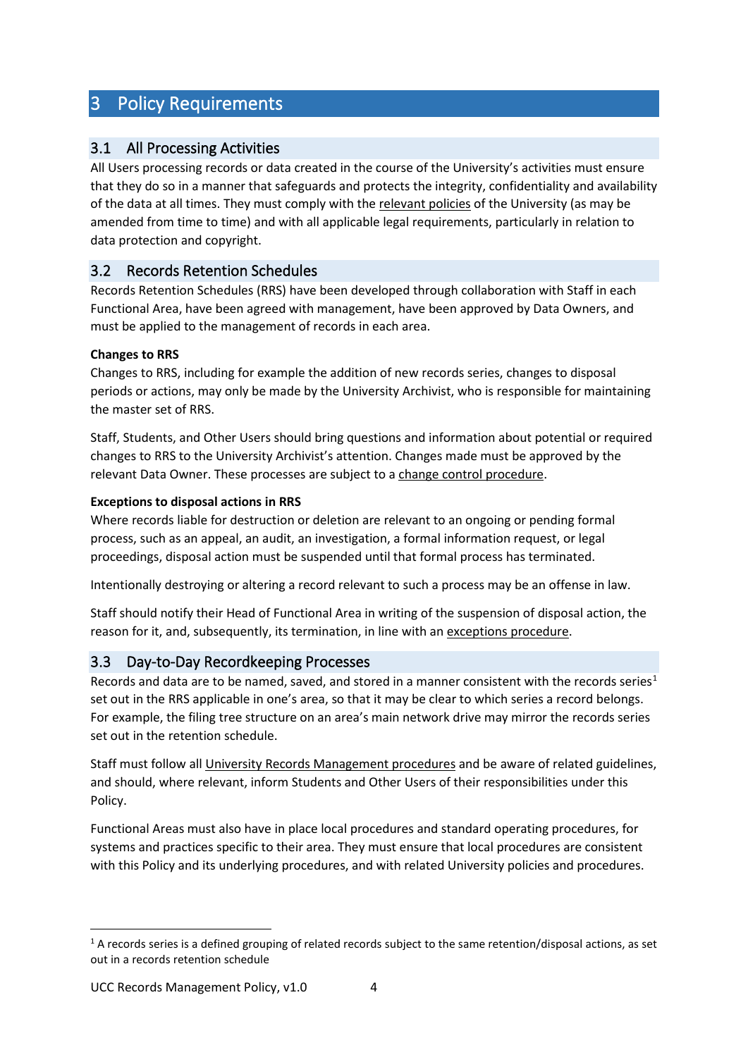# 3 Policy Requirements

## 3.1 All Processing Activities

All Users processing records or data created in the course of the University's activities must ensure that they do so in a manner that safeguards and protects the integrity, confidentiality and availability of the data at all times. They must comply with the relevant policies of the University (as may be amended from time to time) and with all applicable legal requirements, particularly in relation to data protection and copyright.

## 3.2 Records Retention Schedules

Records Retention Schedules (RRS) have been developed through collaboration with Staff in each Functional Area, have been agreed with management, have been approved by Data Owners, and must be applied to the management of records in each area.

**Changes to RRS**

Changes to RRS, including for example the addition of new records series, changes to disposal periods or actions, may only be made by the University Archivist, who is responsible for maintaining the master set of RRS.

Staff, Students, and Other Users should bring questions and information about potential or required changes to RRS to the University Archivist's attention. Changes made must be approved by the relevant Data Owner. These processes are subject to a change control procedure.

**Exceptions to disposal actions in RRS**

Where records liable for destruction or deletion are relevant to an ongoing or pending formal process, such as an appeal, an audit, an investigation, a formal information request, or legal proceedings, disposal action must be suspended until that formal process has terminated.

Intentionally destroying or altering a record relevant to such a process may be an offense in law.

Staff should notify their Head of Functional Area in writing of the suspension of disposal action, the reason for it, and, subsequently, its termination, in line with an exceptions procedure.

## 3.3 Day-to-Day Recordkeeping Processes

Records and data are to be named, saved, and stored in a manner consistent with the records series[1] set out in the RRS applicable in one's area, so that it may be clear to which series a record belongs. For example, the filing tree structure on an area's main network drive may mirror the records series set out in the retention schedule.

Staff must follow all University Records Management procedures and be aware of related guidelines, and should, where relevant, inform Students and Other Users of their responsibilities under this Policy.

Functional Areas must also have in place local procedures and standard operating procedures, for systems and practices specific to their area. They must ensure that local procedures are consistent with this Policy and its underlying procedures, and with related University policies and procedures.

[1] A records series is a defined grouping of related records subject to the same retention/disposal actions, as set out in a records retention schedule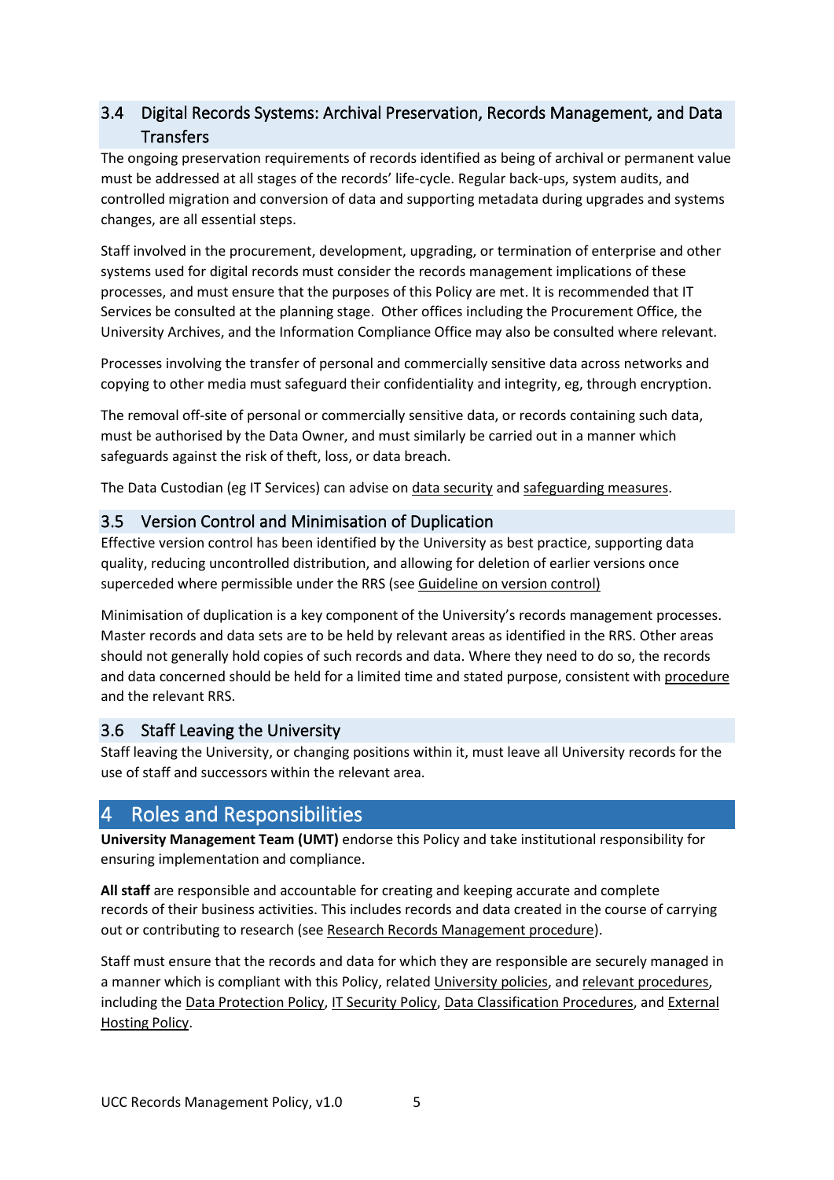### 3.4 Digital Records Systems: Archival Preservation, Records Management, and Data Transfers

The ongoing preservation requirements of records identified as being of archival or permanent value must be addressed at all stages of the records' life-cycle. Regular back-ups, system audits, and controlled migration and conversion of data and supporting metadata during upgrades and systems changes, are all essential steps.

Staff involved in the procurement, development, upgrading, or termination of enterprise and other systems used for digital records must consider the records management implications of these processes, and must ensure that the purposes of this Policy are met. It is recommended that IT Services be consulted at the planning stage. Other offices including the Procurement Office, the University Archives, and the Information Compliance Office may also be consulted where relevant.

Processes involving the transfer of personal and commercially sensitive data across networks and copying to other media must safeguard their confidentiality and integrity, eg, through encryption.

The removal off-site of personal or commercially sensitive data, or records containing such data, must be authorised by the Data Owner, and must similarly be carried out in a manner which safeguards against the risk of theft, loss, or data breach.

The Data Custodian (eg IT Services) can advise on data security and safeguarding measures.

### 3.5 Version Control and Minimisation of Duplication

Effective version control has been identified by the University as best practice, supporting data quality, reducing uncontrolled distribution, and allowing for deletion of earlier versions once superceded where permissible under the RRS (see Guideline on version control)

Minimisation of duplication is a key component of the University's records management processes. Master records and data sets are to be held by relevant areas as identified in the RRS. Other areas should not generally hold copies of such records and data. Where they need to do so, the records and data concerned should be held for a limited time and stated purpose, consistent with procedure and the relevant RRS.

### 3.6 Staff Leaving the University

Staff leaving the University, or changing positions within it, must leave all University records for the use of staff and successors within the relevant area.

## 4 Roles and Responsibilities

**University Management Team (UMT)** endorse this Policy and take institutional responsibility for ensuring implementation and compliance.

**All staff** are responsible and accountable for creating and keeping accurate and complete records of their business activities. This includes records and data created in the course of carrying out or contributing to research (see Research Records Management procedure).

Staff must ensure that the records and data for which they are responsible are securely managed in a manner which is compliant with this Policy, related University policies, and relevant procedures, including the Data Protection Policy, IT Security Policy, Data Classification Procedures, and External Hosting Policy.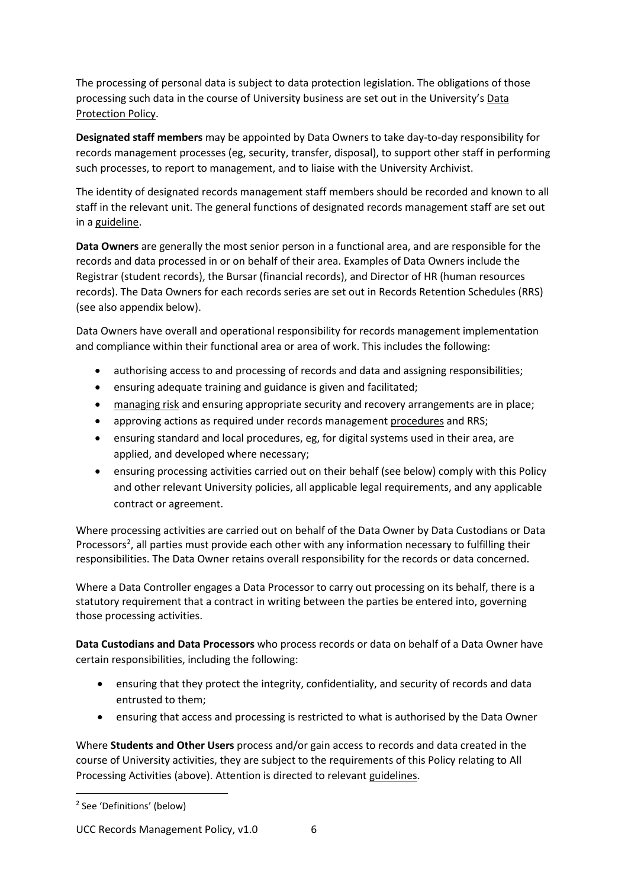The processing of personal data is subject to data protection legislation. The obligations of those processing such data in the course of University business are set out in the University's Data Protection Policy.

**Designated staff members** may be appointed by Data Owners to take day-to-day responsibility for records management processes (eg, security, transfer, disposal), to support other staff in performing such processes, to report to management, and to liaise with the University Archivist.

The identity of designated records management staff members should be recorded and known to all staff in the relevant unit. The general functions of designated records management staff are set out in a guideline.

**Data Owners** are generally the most senior person in a functional area, and are responsible for the records and data processed in or on behalf of their area. Examples of Data Owners include the Registrar (student records), the Bursar (financial records), and Director of HR (human resources records). The Data Owners for each records series are set out in Records Retention Schedules (RRS) (see also appendix below).

Data Owners have overall and operational responsibility for records management implementation and compliance within their functional area or area of work. This includes the following:

- authorising access to and processing of records and data and assigning responsibilities;
- ensuring adequate training and guidance is given and facilitated;
- managing risk and ensuring appropriate security and recovery arrangements are in place;
- approving actions as required under records management procedures and RRS;
- ensuring standard and local procedures, eg, for digital systems used in their area, are applied, and developed where necessary;
- ensuring processing activities carried out on their behalf (see below) comply with this Policy and other relevant University policies, all applicable legal requirements, and any applicable contract or agreement.

Where processing activities are carried out on behalf of the Data Owner by Data Custodians or Data Processors[2], all parties must provide each other with any information necessary to fulfilling their responsibilities. The Data Owner retains overall responsibility for the records or data concerned.

Where a Data Controller engages a Data Processor to carry out processing on its behalf, there is a statutory requirement that a contract in writing between the parties be entered into, governing those processing activities.

**Data Custodians and Data Processors** who process records or data on behalf of a Data Owner have certain responsibilities, including the following:

- ensuring that they protect the integrity, confidentiality, and security of records and data entrusted to them;
- ensuring that access and processing is restricted to what is authorised by the Data Owner

Where **Students and Other Users** process and/or gain access to records and data created in the course of University activities, they are subject to the requirements of this Policy relating to All Processing Activities (above). Attention is directed to relevant guidelines.

[2] See 'Definitions' (below)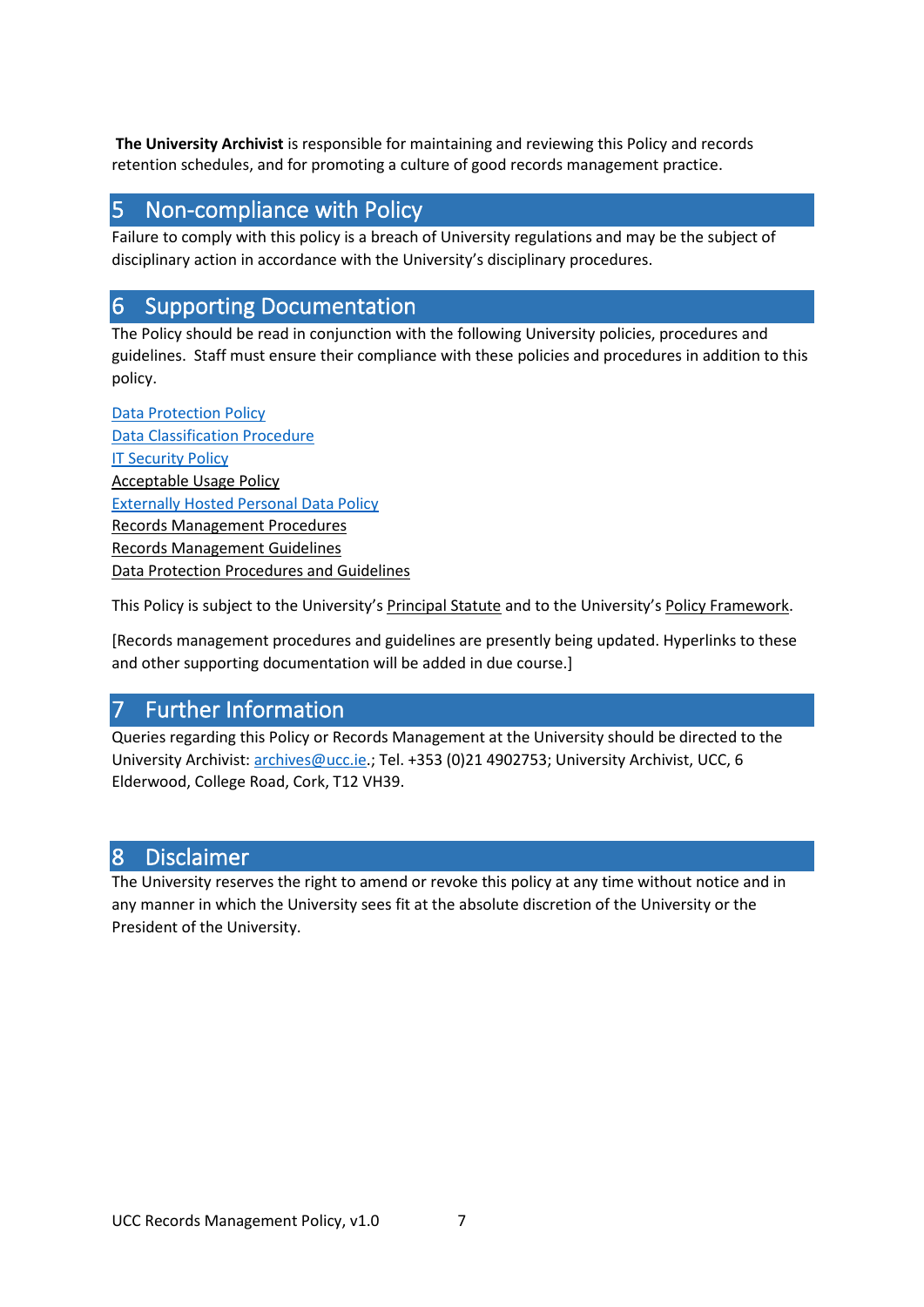**The University Archivist** is responsible for maintaining and reviewing this Policy and records retention schedules, and for promoting a culture of good records management practice.

## 5 Non-compliance with Policy

Failure to comply with this policy is a breach of University regulations and may be the subject of disciplinary action in accordance with the University's disciplinary procedures.

## 6 Supporting Documentation

The Policy should be read in conjunction with the following University policies, procedures and guidelines. Staff must ensure their compliance with these policies and procedures in addition to this policy.

Data Protection Policy
Data Classification Procedure
IT Security Policy
Acceptable Usage Policy
Externally Hosted Personal Data Policy
Records Management Procedures
Records Management Guidelines
Data Protection Procedures and Guidelines

This Policy is subject to the University's Principal Statute and to the University's Policy Framework.

[Records management procedures and guidelines are presently being updated. Hyperlinks to these and other supporting documentation will be added in due course.]

## 7 Further Information

Queries regarding this Policy or Records Management at the University should be directed to the University Archivist: archives@ucc.ie.; Tel. +353 (0)21 4902753; University Archivist, UCC, 6 Elderwood, College Road, Cork, T12 VH39.

## 8 Disclaimer

The University reserves the right to amend or revoke this policy at any time without notice and in any manner in which the University sees fit at the absolute discretion of the University or the President of the University.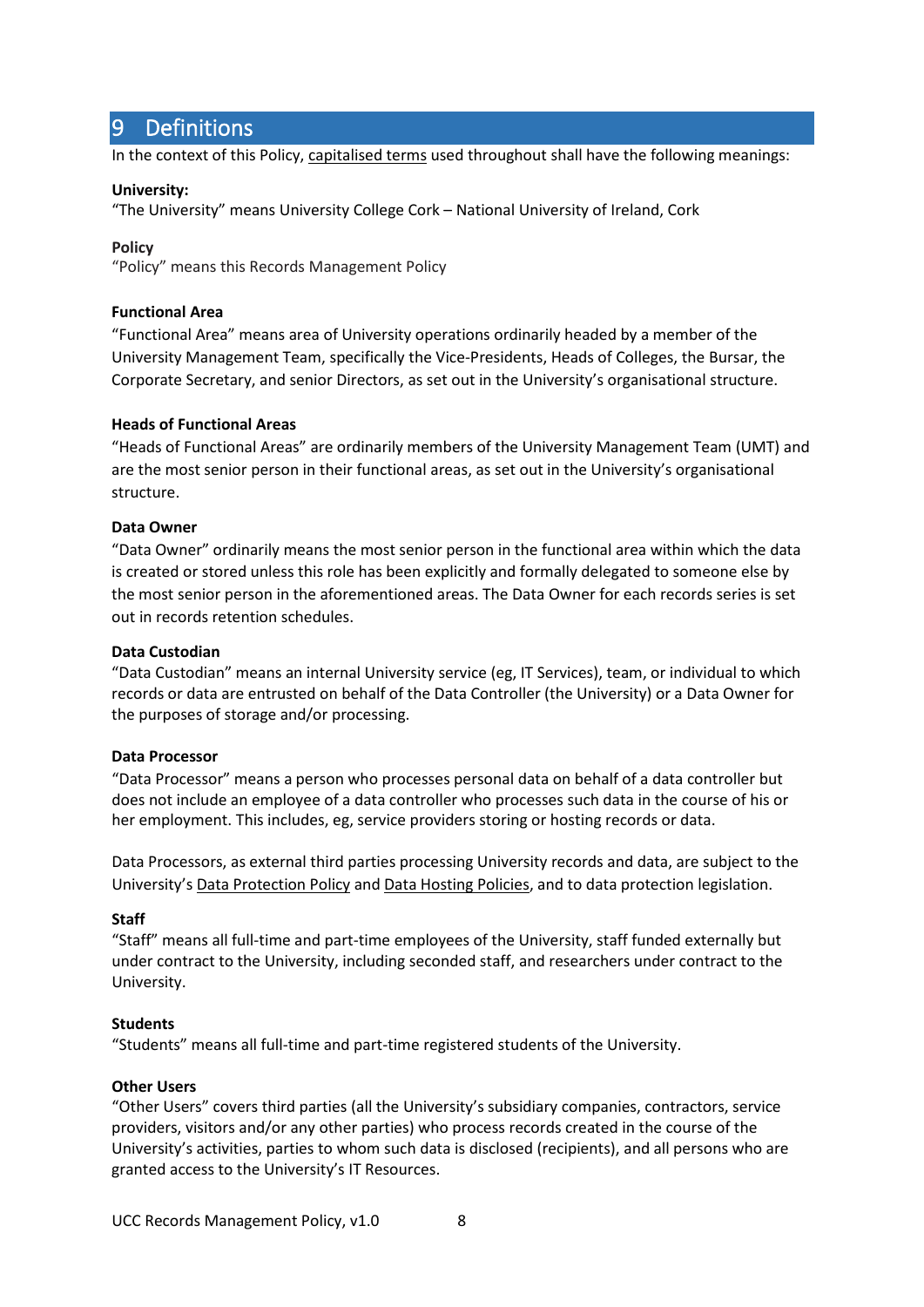# 9 Definitions

In the context of this Policy, capitalised terms used throughout shall have the following meanings:

**University:**
"The University" means University College Cork – National University of Ireland, Cork

**Policy**
"Policy" means this Records Management Policy

**Functional Area**
"Functional Area" means area of University operations ordinarily headed by a member of the University Management Team, specifically the Vice-Presidents, Heads of Colleges, the Bursar, the Corporate Secretary, and senior Directors, as set out in the University's organisational structure.

**Heads of Functional Areas**
"Heads of Functional Areas" are ordinarily members of the University Management Team (UMT) and are the most senior person in their functional areas, as set out in the University's organisational structure.

**Data Owner**
"Data Owner" ordinarily means the most senior person in the functional area within which the data is created or stored unless this role has been explicitly and formally delegated to someone else by the most senior person in the aforementioned areas. The Data Owner for each records series is set out in records retention schedules.

**Data Custodian**
"Data Custodian" means an internal University service (eg, IT Services), team, or individual to which records or data are entrusted on behalf of the Data Controller (the University) or a Data Owner for the purposes of storage and/or processing.

**Data Processor**
"Data Processor" means a person who processes personal data on behalf of a data controller but does not include an employee of a data controller who processes such data in the course of his or her employment. This includes, eg, service providers storing or hosting records or data.

Data Processors, as external third parties processing University records and data, are subject to the University's Data Protection Policy and Data Hosting Policies, and to data protection legislation.

**Staff**
"Staff" means all full-time and part-time employees of the University, staff funded externally but under contract to the University, including seconded staff, and researchers under contract to the University.

**Students**
"Students" means all full-time and part-time registered students of the University.

**Other Users**
"Other Users" covers third parties (all the University's subsidiary companies, contractors, service providers, visitors and/or any other parties) who process records created in the course of the University's activities, parties to whom such data is disclosed (recipients), and all persons who are granted access to the University's IT Resources.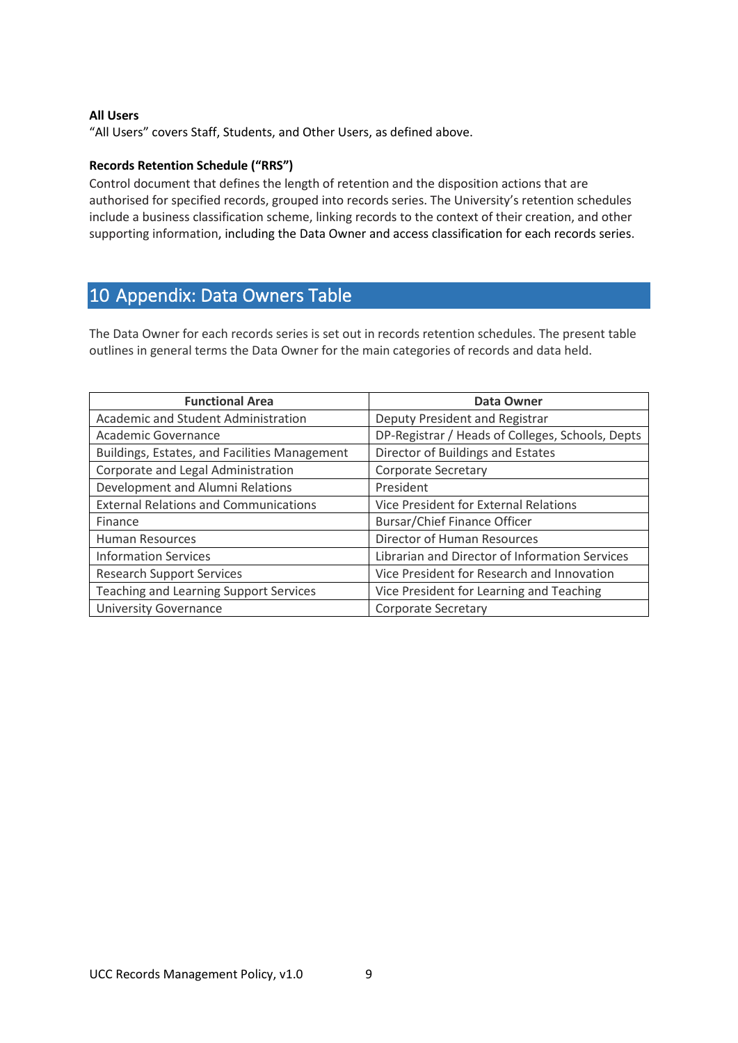**All Users**
"All Users" covers Staff, Students, and Other Users, as defined above.

**Records Retention Schedule ("RRS")**
Control document that defines the length of retention and the disposition actions that are authorised for specified records, grouped into records series. The University's retention schedules include a business classification scheme, linking records to the context of their creation, and other supporting information, including the Data Owner and access classification for each records series.

# 10 Appendix: Data Owners Table

The Data Owner for each records series is set out in records retention schedules. The present table outlines in general terms the Data Owner for the main categories of records and data held.

| Functional Area | Data Owner |
|---|---|
| Academic and Student Administration | Deputy President and Registrar |
| Academic Governance | DP-Registrar / Heads of Colleges, Schools, Depts |
| Buildings, Estates, and Facilities Management | Director of Buildings and Estates |
| Corporate and Legal Administration | Corporate Secretary |
| Development and Alumni Relations | President |
| External Relations and Communications | Vice President for External Relations |
| Finance | Bursar/Chief Finance Officer |
| Human Resources | Director of Human Resources |
| Information Services | Librarian and Director of Information Services |
| Research Support Services | Vice President for Research and Innovation |
| Teaching and Learning Support Services | Vice President for Learning and Teaching |
| University Governance | Corporate Secretary |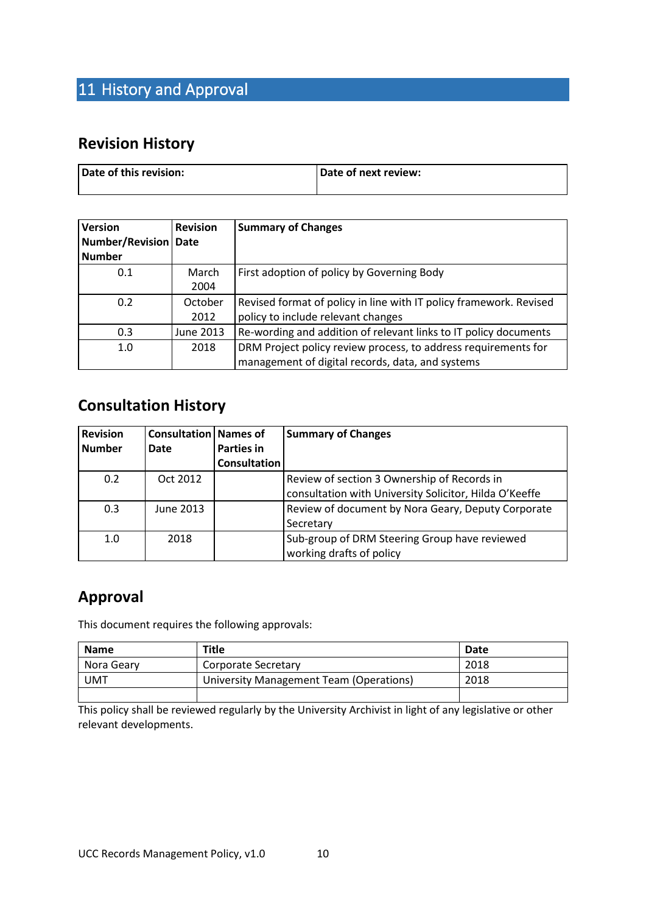# 11 History and Approval

## Revision History

| Date of this revision: | Date of next review: |
| --- | --- |

| Version Number/Revision Number | Revision Date | Summary of Changes |
| --- | --- | --- |
| 0.1 | March 2004 | First adoption of policy by Governing Body |
| 0.2 | October 2012 | Revised format of policy in line with IT policy framework. Revised policy to include relevant changes |
| 0.3 | June 2013 | Re-wording and addition of relevant links to IT policy documents |
| 1.0 | 2018 | DRM Project policy review process, to address requirements for management of digital records, data, and systems |

## Consultation History

| Revision Number | Consultation Date | Names of Parties in Consultation | Summary of Changes |
| --- | --- | --- | --- |
| 0.2 | Oct 2012 | | Review of section 3 Ownership of Records in consultation with University Solicitor, Hilda O'Keeffe |
| 0.3 | June 2013 | | Review of document by Nora Geary, Deputy Corporate Secretary |
| 1.0 | 2018 | | Sub-group of DRM Steering Group have reviewed working drafts of policy |

## Approval

This document requires the following approvals:

| Name | Title | Date |
| --- | --- | --- |
| Nora Geary | Corporate Secretary | 2018 |
| UMT | University Management Team (Operations) | 2018 |
| | | |

This policy shall be reviewed regularly by the University Archivist in light of any legislative or other relevant developments.